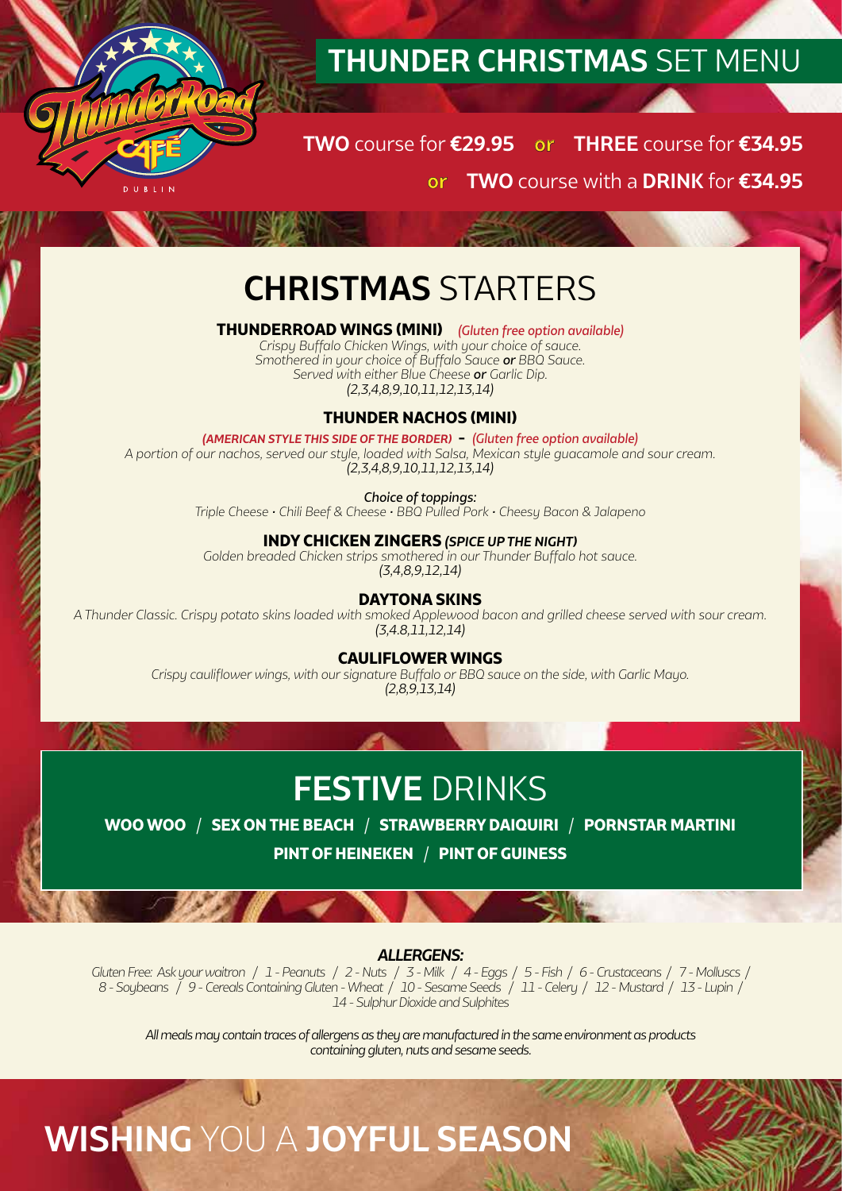# THUNDER CHRISTMAS SET MENU

**TWO** course for **€29.95** or **THREE** course for **€34.95**

or **TWO** course with a **DRINK** for **€34.95**

## CHRISTMAS STARTERS

### THUNDERROAD WINGS (MINI) *(Gluten free option available)*

*Crispy Buffalo Chicken Wings, with your choice of sauce.*
*Smothered in your choice of Buffalo Sauce **or** BBQ Sauce.*
*Served with either Blue Cheese **or** Garlic Dip.*
*(2,3,4,8,9,10,11,12,13,14)*

### THUNDER NACHOS (MINI)

***(AMERICAN STYLE THIS SIDE OF THE BORDER)* - *(Gluten free option available)***

*A portion of our nachos, served our style, loaded with Salsa, Mexican style guacamole and sour cream.*
*(2,3,4,8,9,10,11,12,13,14)*

***Choice of toppings:***
*Triple Cheese • Chili Beef & Cheese • BBQ Pulled Pork • Cheesy Bacon & Jalapeno*

### INDY CHICKEN ZINGERS *(SPICE UP THE NIGHT)*

*Golden breaded Chicken strips smothered in our Thunder Buffalo hot sauce.*
*(3,4,8,9,12,14)*

### DAYTONA SKINS

*A Thunder Classic. Crispy potato skins loaded with smoked Applewood bacon and grilled cheese served with sour cream.*
*(3,4.8,11,12,14)*

### CAULIFLOWER WINGS

*Crispy cauliflower wings, with our signature Buffalo or BBQ sauce on the side, with Garlic Mayo.*
*(2,8,9,13,14)*

## FESTIVE DRINKS

**WOO WOO / SEX ON THE BEACH / STRAWBERRY DAIQUIRI / PORNSTAR MARTINI**

**PINT OF HEINEKEN / PINT OF GUINESS**

***ALLERGENS:***

*Gluten Free: Ask your waitron / 1 - Peanuts / 2 - Nuts / 3 - Milk / 4 - Eggs / 5 - Fish / 6 - Crustaceans / 7 - Molluscs / 8 - Soybeans / 9 - Cereals Containing Gluten - Wheat / 10 - Sesame Seeds / 11 - Celery / 12 - Mustard / 13 - Lupin / 14 - Sulphur Dioxide and Sulphites*

*All meals may contain traces of allergens as they are manufactured in the same environment as products containing gluten, nuts and sesame seeds.*

## WISHING YOU A JOYFUL SEASON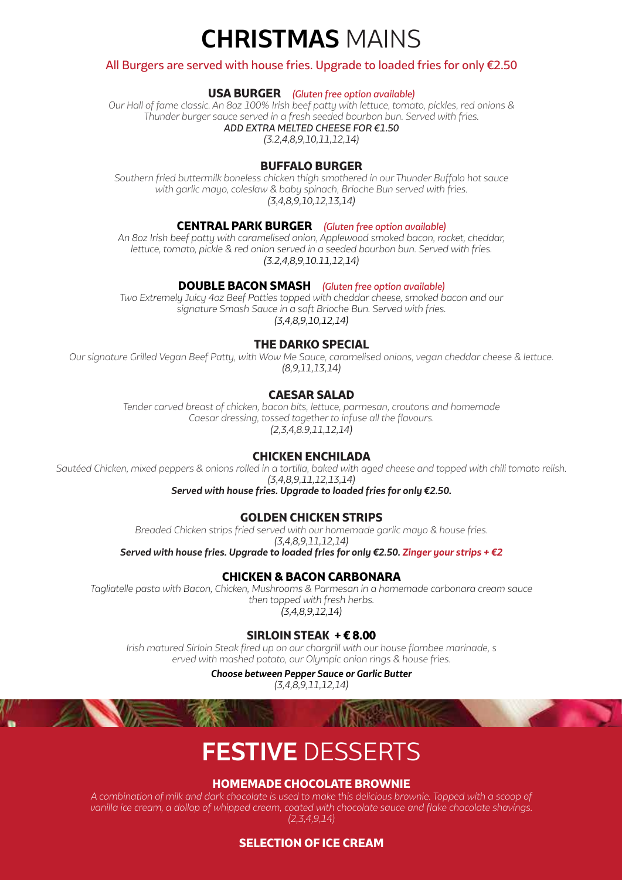# **CHRISTMAS** MAINS

**All Burgers are served with house fries. Upgrade to loaded fries for only €2.50**

### USA BURGER *(Gluten free option available)*

*Our Hall of fame classic. An 8oz 100% Irish beef patty with lettuce, tomato, pickles, red onions & Thunder burger sauce served in a fresh seeded bourbon bun. Served with fries.*

***ADD EXTRA MELTED CHEESE FOR €1.50***

*(3.2,4,8,9,10,11,12,14)*

### BUFFALO BURGER

*Southern fried buttermilk boneless chicken thigh smothered in our Thunder Buffalo hot sauce with garlic mayo, coleslaw & baby spinach, Brioche Bun served with fries.*

*(3,4,8,9,10,12,13,14)*

### CENTRAL PARK BURGER *(Gluten free option available)*

*An 8oz Irish beef patty with caramelised onion, Applewood smoked bacon, rocket, cheddar, lettuce, tomato, pickle & red onion served in a seeded bourbon bun. Served with fries.*

*(3.2,4,8,9,10.11,12,14)*

### DOUBLE BACON SMASH *(Gluten free option available)*

*Two Extremely Juicy 4oz Beef Patties topped with cheddar cheese, smoked bacon and our signature Smash Sauce in a soft Brioche Bun. Served with fries.*

*(3,4,8,9,10,12,14)*

### THE DARKO SPECIAL

*Our signature Grilled Vegan Beef Patty, with Wow Me Sauce, caramelised onions, vegan cheddar cheese & lettuce.*

*(8,9,11,13,14)*

### CAESAR SALAD

*Tender carved breast of chicken, bacon bits, lettuce, parmesan, croutons and homemade Caesar dressing, tossed together to infuse all the flavours.*

*(2,3,4,8.9,11,12,14)*

### CHICKEN ENCHILADA

*Sautéed Chicken, mixed peppers & onions rolled in a tortilla, baked with aged cheese and topped with chili tomato relish.*

*(3,4,8,9,11,12,13,14)*

***Served with house fries. Upgrade to loaded fries for only €2.50.***

### GOLDEN CHICKEN STRIPS

*Breaded Chicken strips fried served with our homemade garlic mayo & house fries.*

*(3,4,8,9,11,12,14)*

***Served with house fries. Upgrade to loaded fries for only €2.50. Zinger your strips + €2***

### CHICKEN & BACON CARBONARA

*Tagliatelle pasta with Bacon, Chicken, Mushrooms & Parmesan in a homemade carbonara cream sauce then topped with fresh herbs.*

*(3,4,8,9,12,14)*

### SIRLOIN STEAK + € 8.00

*Irish matured Sirloin Steak fired up on our chargrill with our house flambee marinade, s erved with mashed potato, our Olympic onion rings & house fries.*

***Choose between Pepper Sauce or Garlic Butter***

*(3,4,8,9,11,12,14)*

# **FESTIVE** DESSERTS

### HOMEMADE CHOCOLATE BROWNIE

*A combination of milk and dark chocolate is used to make this delicious brownie. Topped with a scoop of vanilla ice cream, a dollop of whipped cream, coated with chocolate sauce and flake chocolate shavings.*

*(2,3,4,9,14)*

### SELECTION OF ICE CREAM